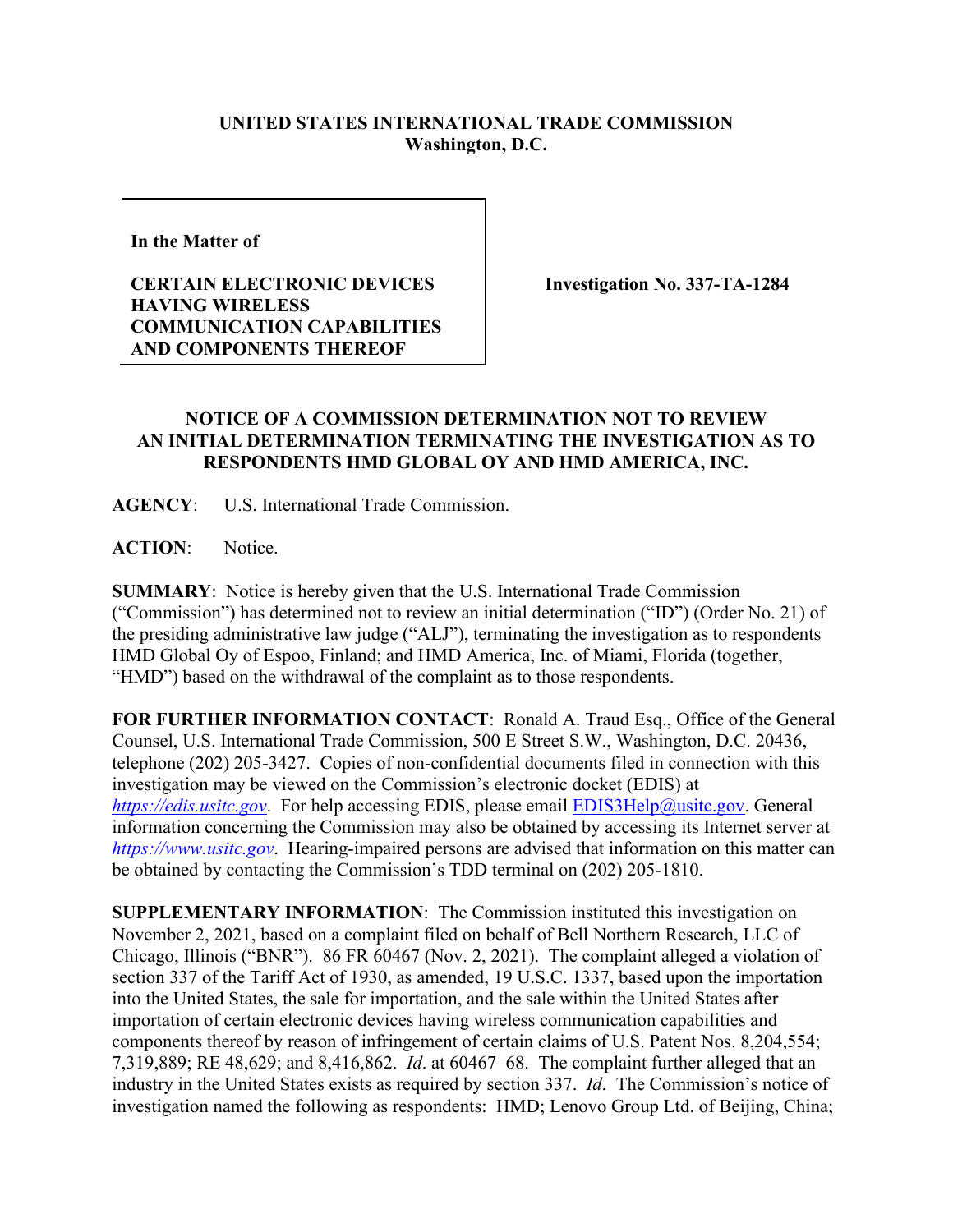**UNITED STATES INTERNATIONAL TRADE COMMISSION**
**Washington, D.C.**

| **In the Matter of**<br><br>**CERTAIN ELECTRONIC DEVICES HAVING WIRELESS COMMUNICATION CAPABILITIES AND COMPONENTS THEREOF** | **Investigation No. 337-TA-1284** |
|---|---|

**NOTICE OF A COMMISSION DETERMINATION NOT TO REVIEW AN INITIAL DETERMINATION TERMINATING THE INVESTIGATION AS TO RESPONDENTS HMD GLOBAL OY AND HMD AMERICA, INC.**

**AGENCY**: U.S. International Trade Commission.

**ACTION**: Notice.

**SUMMARY**: Notice is hereby given that the U.S. International Trade Commission ("Commission") has determined not to review an initial determination ("ID") (Order No. 21) of the presiding administrative law judge ("ALJ"), terminating the investigation as to respondents HMD Global Oy of Espoo, Finland; and HMD America, Inc. of Miami, Florida (together, "HMD") based on the withdrawal of the complaint as to those respondents.

**FOR FURTHER INFORMATION CONTACT**: Ronald A. Traud Esq., Office of the General Counsel, U.S. International Trade Commission, 500 E Street S.W., Washington, D.C. 20436, telephone (202) 205-3427. Copies of non-confidential documents filed in connection with this investigation may be viewed on the Commission's electronic docket (EDIS) at *https://edis.usitc.gov*. For help accessing EDIS, please email EDIS3Help@usitc.gov. General information concerning the Commission may also be obtained by accessing its Internet server at *https://www.usitc.gov*. Hearing-impaired persons are advised that information on this matter can be obtained by contacting the Commission's TDD terminal on (202) 205-1810.

**SUPPLEMENTARY INFORMATION**: The Commission instituted this investigation on November 2, 2021, based on a complaint filed on behalf of Bell Northern Research, LLC of Chicago, Illinois ("BNR"). 86 FR 60467 (Nov. 2, 2021). The complaint alleged a violation of section 337 of the Tariff Act of 1930, as amended, 19 U.S.C. 1337, based upon the importation into the United States, the sale for importation, and the sale within the United States after importation of certain electronic devices having wireless communication capabilities and components thereof by reason of infringement of certain claims of U.S. Patent Nos. 8,204,554; 7,319,889; RE 48,629; and 8,416,862. *Id*. at 60467–68. The complaint further alleged that an industry in the United States exists as required by section 337. *Id*. The Commission's notice of investigation named the following as respondents: HMD; Lenovo Group Ltd. of Beijing, China;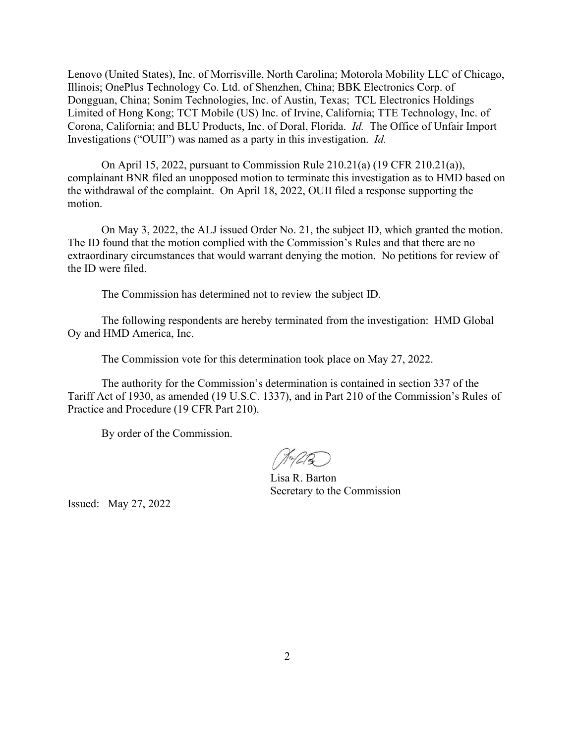Lenovo (United States), Inc. of Morrisville, North Carolina; Motorola Mobility LLC of Chicago, Illinois; OnePlus Technology Co. Ltd. of Shenzhen, China; BBK Electronics Corp. of Dongguan, China; Sonim Technologies, Inc. of Austin, Texas; TCL Electronics Holdings Limited of Hong Kong; TCT Mobile (US) Inc. of Irvine, California; TTE Technology, Inc. of Corona, California; and BLU Products, Inc. of Doral, Florida. *Id.* The Office of Unfair Import Investigations ("OUII") was named as a party in this investigation. *Id.*

On April 15, 2022, pursuant to Commission Rule 210.21(a) (19 CFR 210.21(a)), complainant BNR filed an unopposed motion to terminate this investigation as to HMD based on the withdrawal of the complaint. On April 18, 2022, OUII filed a response supporting the motion.

On May 3, 2022, the ALJ issued Order No. 21, the subject ID, which granted the motion. The ID found that the motion complied with the Commission's Rules and that there are no extraordinary circumstances that would warrant denying the motion. No petitions for review of the ID were filed.

The Commission has determined not to review the subject ID.

The following respondents are hereby terminated from the investigation: HMD Global Oy and HMD America, Inc.

The Commission vote for this determination took place on May 27, 2022.

The authority for the Commission's determination is contained in section 337 of the Tariff Act of 1930, as amended (19 U.S.C. 1337), and in Part 210 of the Commission's Rules of Practice and Procedure (19 CFR Part 210).

By order of the Commission.

Lisa R. Barton
Secretary to the Commission

Issued: May 27, 2022